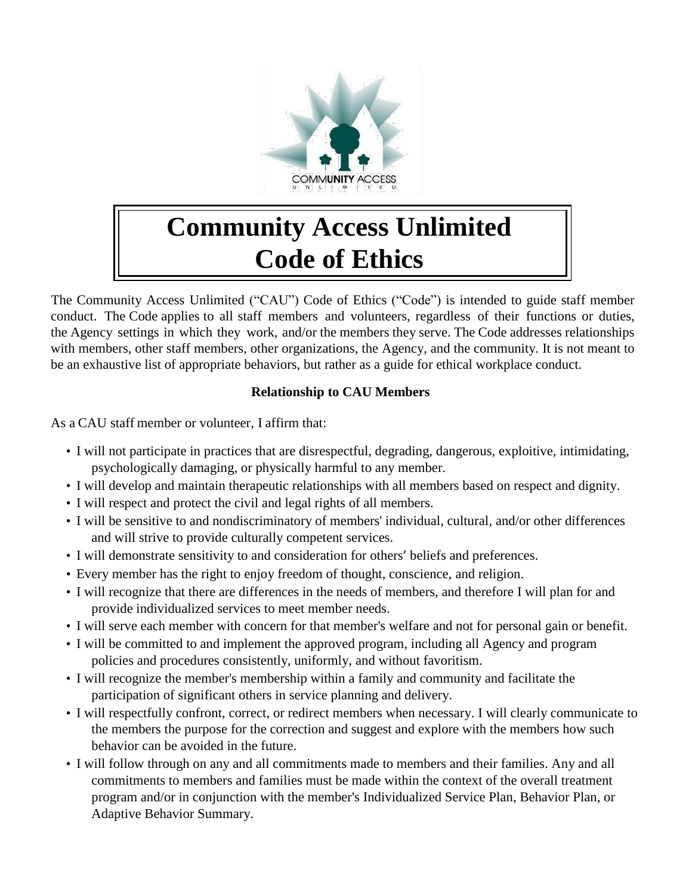# Community Access Unlimited Code of Ethics

The Community Access Unlimited ("CAU") Code of Ethics ("Code") is intended to guide staff member conduct. The Code applies to all staff members and volunteers, regardless of their functions or duties, the Agency settings in which they work, and/or the members they serve. The Code addresses relationships with members, other staff members, other organizations, the Agency, and the community. It is not meant to be an exhaustive list of appropriate behaviors, but rather as a guide for ethical workplace conduct.

**Relationship to CAU Members**

As a CAU staff member or volunteer, I affirm that:

- I will not participate in practices that are disrespectful, degrading, dangerous, exploitive, intimidating, psychologically damaging, or physically harmful to any member.
- I will develop and maintain therapeutic relationships with all members based on respect and dignity.
- I will respect and protect the civil and legal rights of all members.
- I will be sensitive to and nondiscriminatory of members' individual, cultural, and/or other differences and will strive to provide culturally competent services.
- I will demonstrate sensitivity to and consideration for others′ beliefs and preferences.
- Every member has the right to enjoy freedom of thought, conscience, and religion.
- I will recognize that there are differences in the needs of members, and therefore I will plan for and provide individualized services to meet member needs.
- I will serve each member with concern for that member's welfare and not for personal gain or benefit.
- I will be committed to and implement the approved program, including all Agency and program policies and procedures consistently, uniformly, and without favoritism.
- I will recognize the member's membership within a family and community and facilitate the participation of significant others in service planning and delivery.
- I will respectfully confront, correct, or redirect members when necessary. I will clearly communicate to the members the purpose for the correction and suggest and explore with the members how such behavior can be avoided in the future.
- I will follow through on any and all commitments made to members and their families. Any and all commitments to members and families must be made within the context of the overall treatment program and/or in conjunction with the member's Individualized Service Plan, Behavior Plan, or Adaptive Behavior Summary.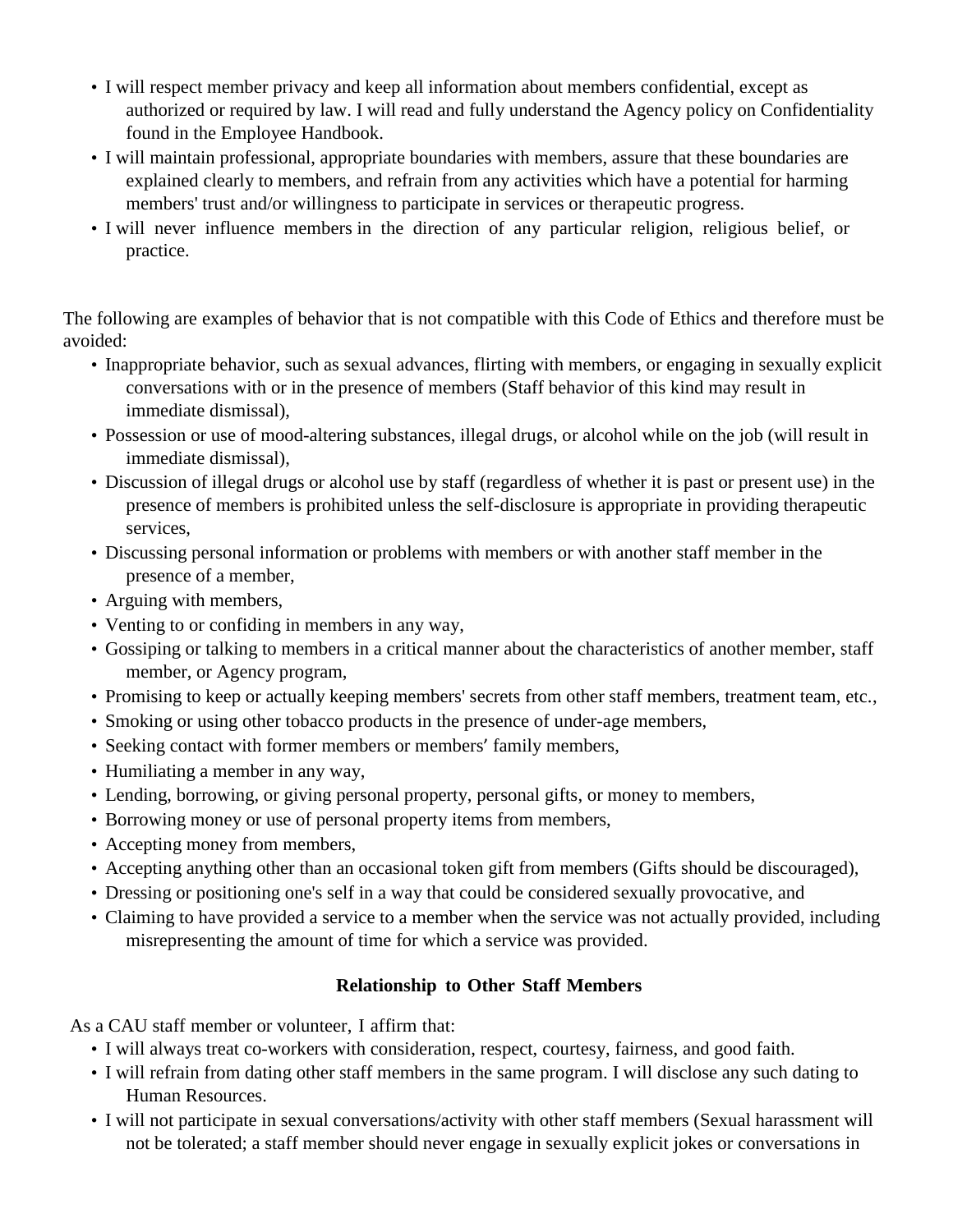- I will respect member privacy and keep all information about members confidential, except as authorized or required by law. I will read and fully understand the Agency policy on Confidentiality found in the Employee Handbook.
- I will maintain professional, appropriate boundaries with members, assure that these boundaries are explained clearly to members, and refrain from any activities which have a potential for harming members' trust and/or willingness to participate in services or therapeutic progress.
- I will never influence members in the direction of any particular religion, religious belief, or practice.

The following are examples of behavior that is not compatible with this Code of Ethics and therefore must be avoided:

- Inappropriate behavior, such as sexual advances, flirting with members, or engaging in sexually explicit conversations with or in the presence of members (Staff behavior of this kind may result in immediate dismissal),
- Possession or use of mood-altering substances, illegal drugs, or alcohol while on the job (will result in immediate dismissal),
- Discussion of illegal drugs or alcohol use by staff (regardless of whether it is past or present use) in the presence of members is prohibited unless the self-disclosure is appropriate in providing therapeutic services,
- Discussing personal information or problems with members or with another staff member in the presence of a member,
- Arguing with members,
- Venting to or confiding in members in any way,
- Gossiping or talking to members in a critical manner about the characteristics of another member, staff member, or Agency program,
- Promising to keep or actually keeping members' secrets from other staff members, treatment team, etc.,
- Smoking or using other tobacco products in the presence of under-age members,
- Seeking contact with former members or members' family members,
- Humiliating a member in any way,
- Lending, borrowing, or giving personal property, personal gifts, or money to members,
- Borrowing money or use of personal property items from members,
- Accepting money from members,
- Accepting anything other than an occasional token gift from members (Gifts should be discouraged),
- Dressing or positioning one's self in a way that could be considered sexually provocative, and
- Claiming to have provided a service to a member when the service was not actually provided, including misrepresenting the amount of time for which a service was provided.

### Relationship to Other Staff Members

As a CAU staff member or volunteer, I affirm that:

- I will always treat co-workers with consideration, respect, courtesy, fairness, and good faith.
- I will refrain from dating other staff members in the same program. I will disclose any such dating to Human Resources.
- I will not participate in sexual conversations/activity with other staff members (Sexual harassment will not be tolerated; a staff member should never engage in sexually explicit jokes or conversations in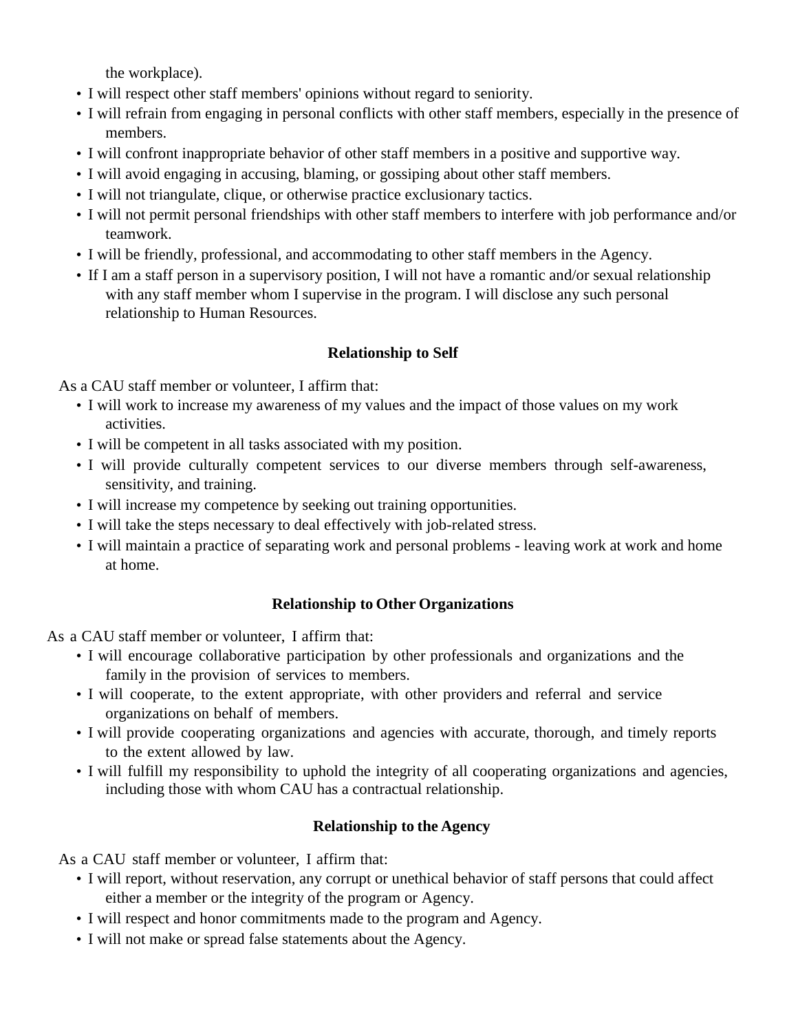the workplace).

- I will respect other staff members' opinions without regard to seniority.
- I will refrain from engaging in personal conflicts with other staff members, especially in the presence of members.
- I will confront inappropriate behavior of other staff members in a positive and supportive way.
- I will avoid engaging in accusing, blaming, or gossiping about other staff members.
- I will not triangulate, clique, or otherwise practice exclusionary tactics.
- I will not permit personal friendships with other staff members to interfere with job performance and/or teamwork.
- I will be friendly, professional, and accommodating to other staff members in the Agency.
- If I am a staff person in a supervisory position, I will not have a romantic and/or sexual relationship with any staff member whom I supervise in the program. I will disclose any such personal relationship to Human Resources.

**Relationship to Self**

As a CAU staff member or volunteer, I affirm that:

- I will work to increase my awareness of my values and the impact of those values on my work activities.
- I will be competent in all tasks associated with my position.
- I will provide culturally competent services to our diverse members through self-awareness, sensitivity, and training.
- I will increase my competence by seeking out training opportunities.
- I will take the steps necessary to deal effectively with job-related stress.
- I will maintain a practice of separating work and personal problems - leaving work at work and home at home.

**Relationship to Other Organizations**

As a CAU staff member or volunteer, I affirm that:

- I will encourage collaborative participation by other professionals and organizations and the family in the provision of services to members.
- I will cooperate, to the extent appropriate, with other providers and referral and service organizations on behalf of members.
- I will provide cooperating organizations and agencies with accurate, thorough, and timely reports to the extent allowed by law.
- I will fulfill my responsibility to uphold the integrity of all cooperating organizations and agencies, including those with whom CAU has a contractual relationship.

**Relationship to the Agency**

As a CAU staff member or volunteer, I affirm that:

- I will report, without reservation, any corrupt or unethical behavior of staff persons that could affect either a member or the integrity of the program or Agency.
- I will respect and honor commitments made to the program and Agency.
- I will not make or spread false statements about the Agency.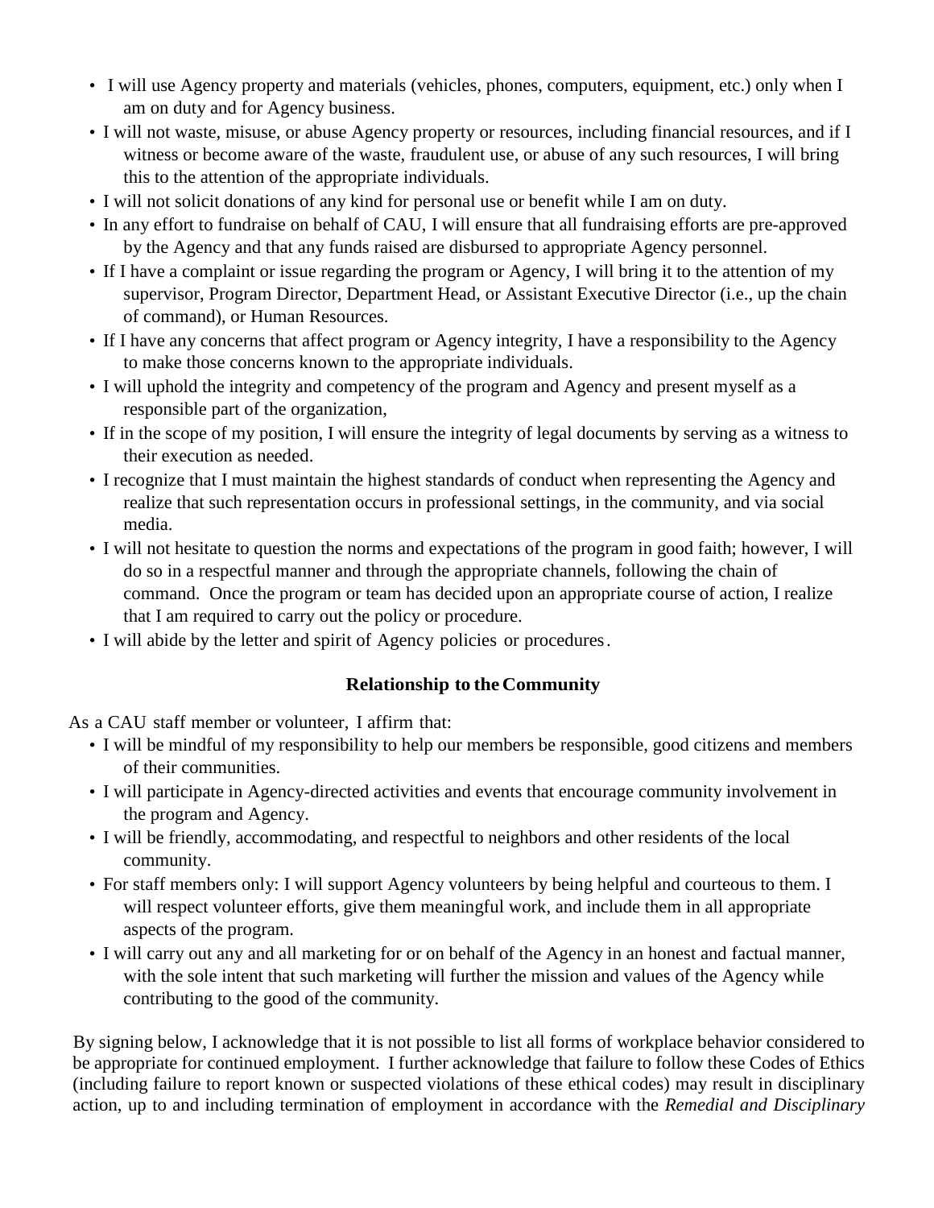- I will use Agency property and materials (vehicles, phones, computers, equipment, etc.) only when I am on duty and for Agency business.
- I will not waste, misuse, or abuse Agency property or resources, including financial resources, and if I witness or become aware of the waste, fraudulent use, or abuse of any such resources, I will bring this to the attention of the appropriate individuals.
- I will not solicit donations of any kind for personal use or benefit while I am on duty.
- In any effort to fundraise on behalf of CAU, I will ensure that all fundraising efforts are pre-approved by the Agency and that any funds raised are disbursed to appropriate Agency personnel.
- If I have a complaint or issue regarding the program or Agency, I will bring it to the attention of my supervisor, Program Director, Department Head, or Assistant Executive Director (i.e., up the chain of command), or Human Resources.
- If I have any concerns that affect program or Agency integrity, I have a responsibility to the Agency to make those concerns known to the appropriate individuals.
- I will uphold the integrity and competency of the program and Agency and present myself as a responsible part of the organization,
- If in the scope of my position, I will ensure the integrity of legal documents by serving as a witness to their execution as needed.
- I recognize that I must maintain the highest standards of conduct when representing the Agency and realize that such representation occurs in professional settings, in the community, and via social media.
- I will not hesitate to question the norms and expectations of the program in good faith; however, I will do so in a respectful manner and through the appropriate channels, following the chain of command. Once the program or team has decided upon an appropriate course of action, I realize that I am required to carry out the policy or procedure.
- I will abide by the letter and spirit of Agency policies or procedures.

**Relationship to the Community**

As a CAU staff member or volunteer, I affirm that:

- I will be mindful of my responsibility to help our members be responsible, good citizens and members of their communities.
- I will participate in Agency-directed activities and events that encourage community involvement in the program and Agency.
- I will be friendly, accommodating, and respectful to neighbors and other residents of the local community.
- For staff members only: I will support Agency volunteers by being helpful and courteous to them. I will respect volunteer efforts, give them meaningful work, and include them in all appropriate aspects of the program.
- I will carry out any and all marketing for or on behalf of the Agency in an honest and factual manner, with the sole intent that such marketing will further the mission and values of the Agency while contributing to the good of the community.

By signing below, I acknowledge that it is not possible to list all forms of workplace behavior considered to be appropriate for continued employment. I further acknowledge that failure to follow these Codes of Ethics (including failure to report known or suspected violations of these ethical codes) may result in disciplinary action, up to and including termination of employment in accordance with the *Remedial and Disciplinary*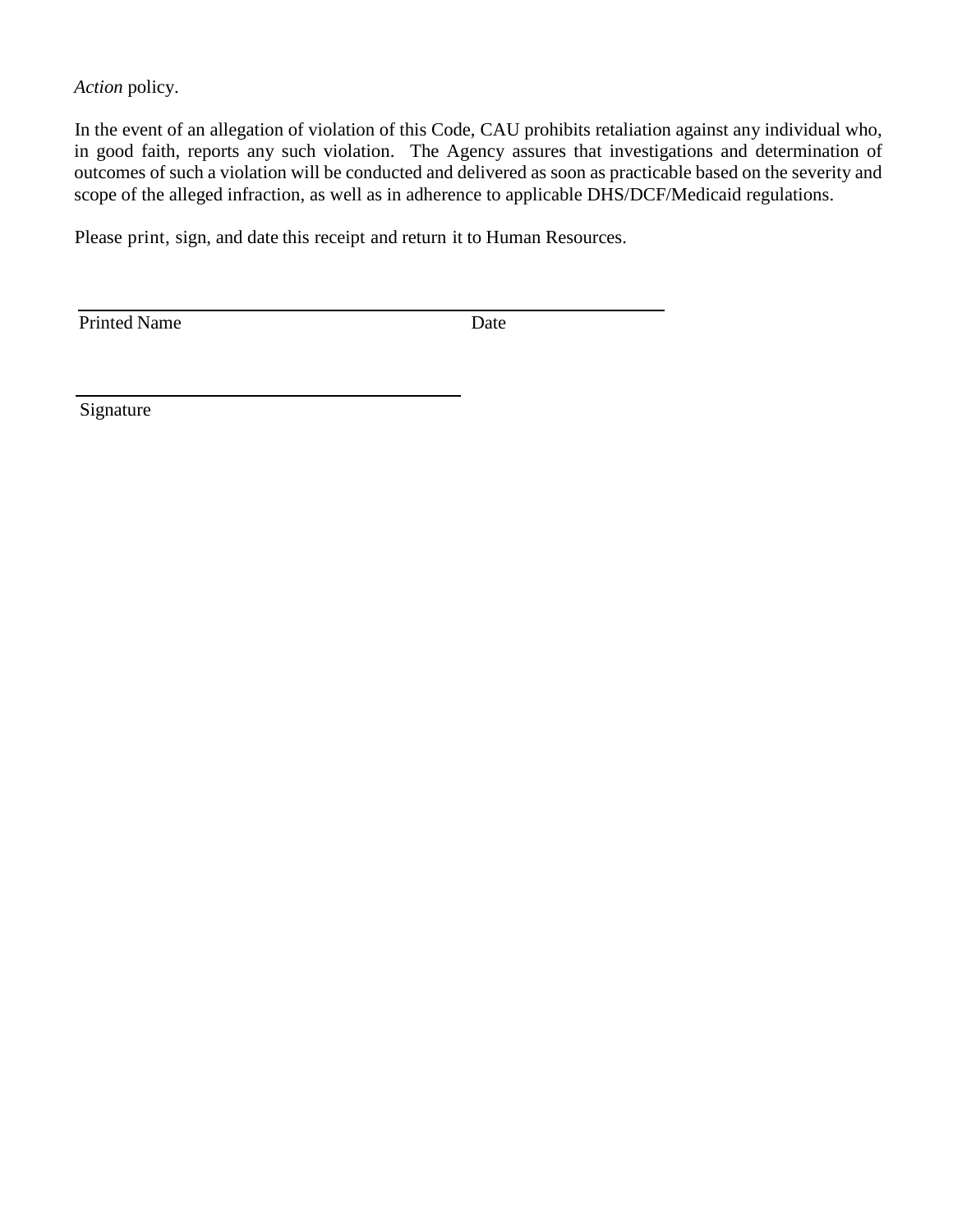*Action* policy.

In the event of an allegation of violation of this Code, CAU prohibits retaliation against any individual who, in good faith, reports any such violation. The Agency assures that investigations and determination of outcomes of such a violation will be conducted and delivered as soon as practicable based on the severity and scope of the alleged infraction, as well as in adherence to applicable DHS/DCF/Medicaid regulations.

Please print, sign, and date this receipt and return it to Human Resources.

\_\_\_\_\_\_\_\_\_\_\_\_\_\_\_\_\_\_\_\_\_\_\_\_\_\_\_\_\_\_\_\_\_\_\_\_\_\_\_\_\_\_\_\_\_\_\_\_\_\_\_\_

Printed Name                                        Date

\_\_\_\_\_\_\_\_\_\_\_\_\_\_\_\_\_\_\_\_\_\_\_\_\_\_\_\_\_\_\_\_\_\_

Signature